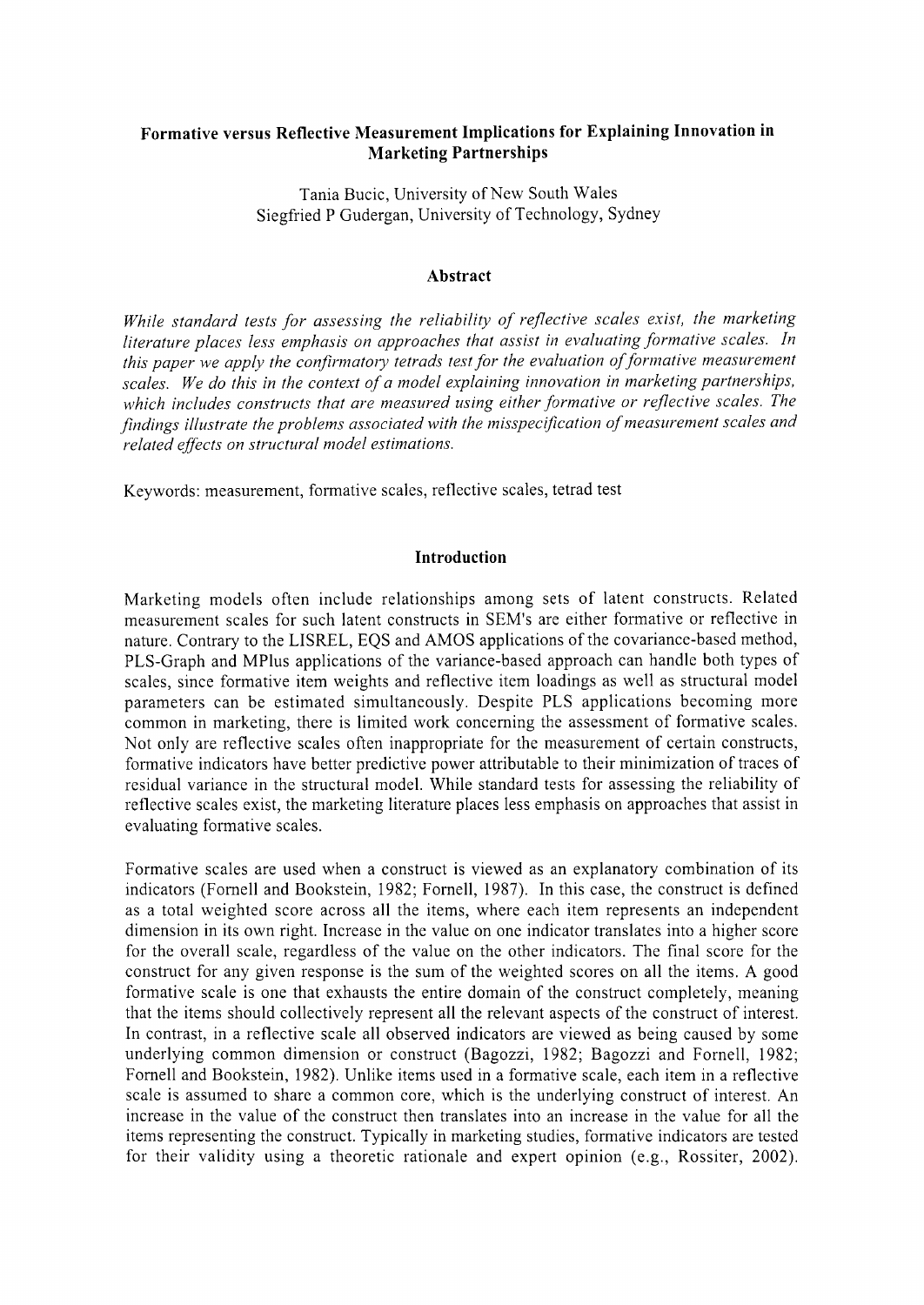# Formative versus Reflective Measurement Implications for Explaining Innovation in Marketing Partnerships

Tania Bucic, University of New South Wales
Siegfried P Gudergan, University of Technology, Sydney

## Abstract

*While standard tests for assessing the reliability of reflective scales exist, the marketing literature places less emphasis on approaches that assist in evaluating formative scales. In this paper we apply the confirmatory tetrads test for the evaluation of formative measurement scales. We do this in the context of a model explaining innovation in marketing partnerships, which includes constructs that are measured using either formative or reflective scales. The findings illustrate the problems associated with the misspecification of measurement scales and related effects on structural model estimations.*

Keywords: measurement, formative scales, reflective scales, tetrad test

## Introduction

Marketing models often include relationships among sets of latent constructs. Related measurement scales for such latent constructs in SEM's are either formative or reflective in nature. Contrary to the LISREL, EQS and AMOS applications of the covariance-based method, PLS-Graph and MPlus applications of the variance-based approach can handle both types of scales, since formative item weights and reflective item loadings as well as structural model parameters can be estimated simultaneously. Despite PLS applications becoming more common in marketing, there is limited work concerning the assessment of formative scales. Not only are reflective scales often inappropriate for the measurement of certain constructs, formative indicators have better predictive power attributable to their minimization of traces of residual variance in the structural model. While standard tests for assessing the reliability of reflective scales exist, the marketing literature places less emphasis on approaches that assist in evaluating formative scales.

Formative scales are used when a construct is viewed as an explanatory combination of its indicators (Fornell and Bookstein, 1982; Fornell, 1987). In this case, the construct is defined as a total weighted score across all the items, where each item represents an independent dimension in its own right. Increase in the value on one indicator translates into a higher score for the overall scale, regardless of the value on the other indicators. The final score for the construct for any given response is the sum of the weighted scores on all the items. A good formative scale is one that exhausts the entire domain of the construct completely, meaning that the items should collectively represent all the relevant aspects of the construct of interest. In contrast, in a reflective scale all observed indicators are viewed as being caused by some underlying common dimension or construct (Bagozzi, 1982; Bagozzi and Fornell, 1982; Fornell and Bookstein, 1982). Unlike items used in a formative scale, each item in a reflective scale is assumed to share a common core, which is the underlying construct of interest. An increase in the value of the construct then translates into an increase in the value for all the items representing the construct. Typically in marketing studies, formative indicators are tested for their validity using a theoretic rationale and expert opinion (e.g., Rossiter, 2002).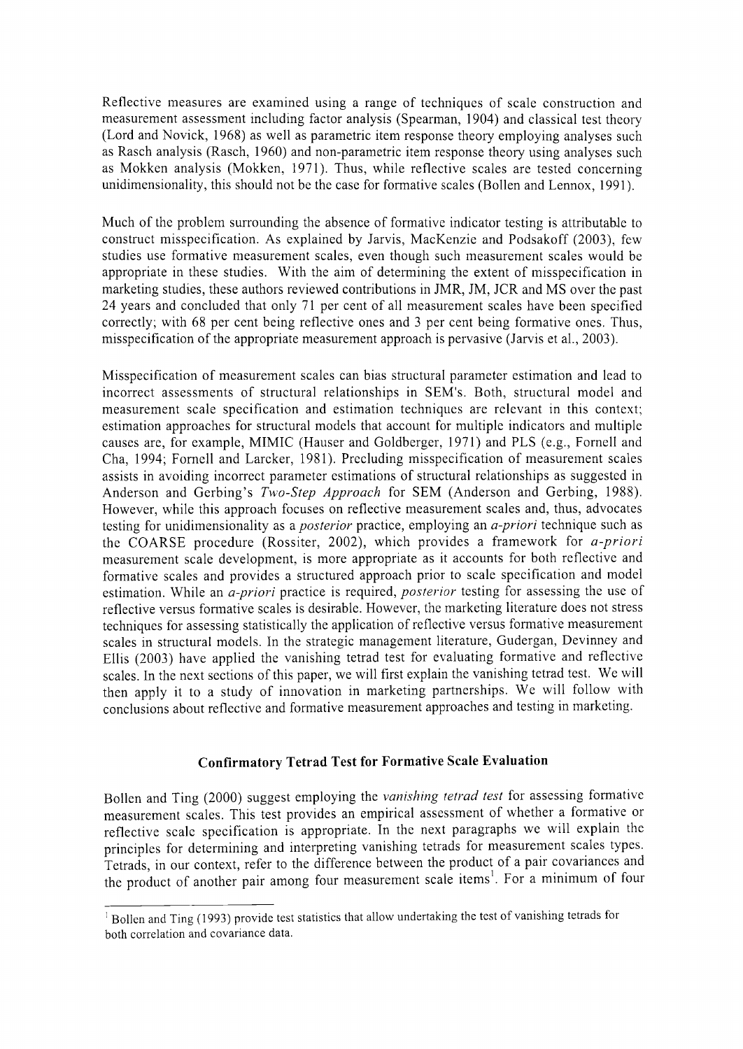Reflective measures are examined using a range of techniques of scale construction and measurement assessment including factor analysis (Spearman, 1904) and classical test theory (Lord and Novick, 1968) as well as parametric item response theory employing analyses such as Rasch analysis (Rasch, 1960) and non-parametric item response theory using analyses such as Mokken analysis (Mokken, 1971). Thus, while reflective scales are tested concerning unidimensionality, this should not be the case for formative scales (Bollen and Lennox, 1991).

Much of the problem surrounding the absence of formative indicator testing is attributable to construct misspecification. As explained by Jarvis, MacKenzie and Podsakoff (2003), few studies use formative measurement scales, even though such measurement scales would be appropriate in these studies. With the aim of determining the extent of misspecification in marketing studies, these authors reviewed contributions in JMR, JM, JCR and MS over the past 24 years and concluded that only 71 per cent of all measurement scales have been specified correctly; with 68 per cent being reflective ones and 3 per cent being formative ones. Thus, misspecification of the appropriate measurement approach is pervasive (Jarvis et al., 2003).

Misspecification of measurement scales can bias structural parameter estimation and lead to incorrect assessments of structural relationships in SEM's. Both, structural model and measurement scale specification and estimation techniques are relevant in this context; estimation approaches for structural models that account for multiple indicators and multiple causes are, for example, MIMIC (Hauser and Goldberger, 1971) and PLS (e.g., Fornell and Cha, 1994; Fornell and Larcker, 1981). Precluding misspecification of measurement scales assists in avoiding incorrect parameter estimations of structural relationships as suggested in Anderson and Gerbing's *Two-Step Approach* for SEM (Anderson and Gerbing, 1988). However, while this approach focuses on reflective measurement scales and, thus, advocates testing for unidimensionality as a *posterior* practice, employing an *a-priori* technique such as the COARSE procedure (Rossiter, 2002), which provides a framework for *a-priori* measurement scale development, is more appropriate as it accounts for both reflective and formative scales and provides a structured approach prior to scale specification and model estimation. While an *a-priori* practice is required, *posterior* testing for assessing the use of reflective versus formative scales is desirable. However, the marketing literature does not stress techniques for assessing statistically the application of reflective versus formative measurement scales in structural models. In the strategic management literature, Gudergan, Devinney and Ellis (2003) have applied the vanishing tetrad test for evaluating formative and reflective scales. In the next sections of this paper, we will first explain the vanishing tetrad test. We will then apply it to a study of innovation in marketing partnerships. We will follow with conclusions about reflective and formative measurement approaches and testing in marketing.

## Confirmatory Tetrad Test for Formative Scale Evaluation

Bollen and Ting (2000) suggest employing the *vanishing tetrad test* for assessing formative measurement scales. This test provides an empirical assessment of whether a formative or reflective scale specification is appropriate. In the next paragraphs we will explain the principles for determining and interpreting vanishing tetrads for measurement scales types. Tetrads, in our context, refer to the difference between the product of a pair covariances and the product of another pair among four measurement scale items[1]. For a minimum of four

[1] Bollen and Ting (1993) provide test statistics that allow undertaking the test of vanishing tetrads for both correlation and covariance data.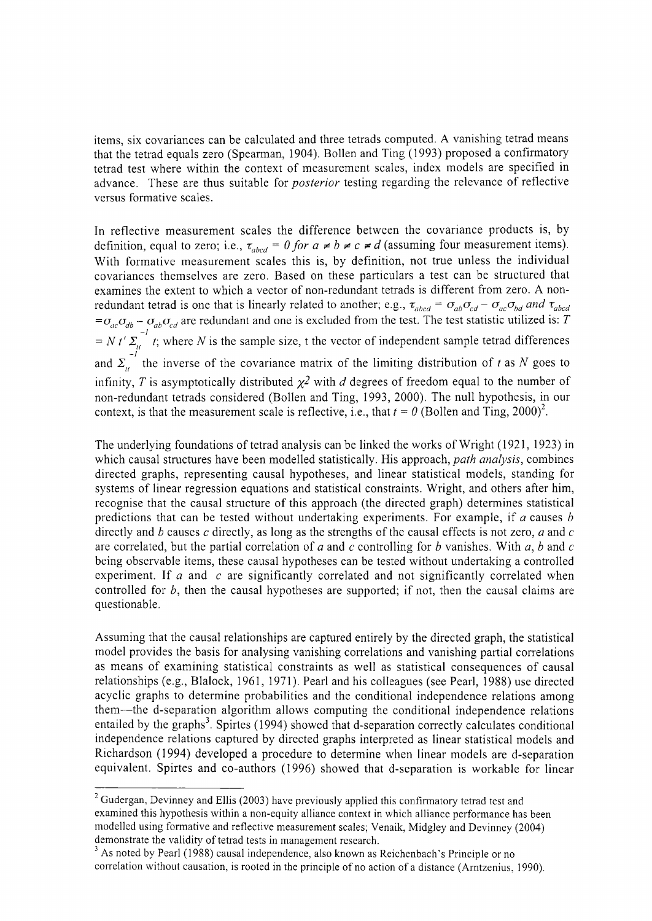items, six covariances can be calculated and three tetrads computed. A vanishing tetrad means that the tetrad equals zero (Spearman, 1904). Bollen and Ting (1993) proposed a confirmatory tetrad test where within the context of measurement scales, index models are specified in advance. These are thus suitable for *posterior* testing regarding the relevance of reflective versus formative scales.

In reflective measurement scales the difference between the covariance products is, by definition, equal to zero; i.e., $\tau_{abcd} = 0$ *for* $a \neq b \neq c \neq d$ (assuming four measurement items). With formative measurement scales this is, by definition, not true unless the individual covariances themselves are zero. Based on these particulars a test can be structured that examines the extent to which a vector of non-redundant tetrads is different from zero. A non-redundant tetrad is one that is linearly related to another; e.g., $\tau_{abcd} = \sigma_{ab}\sigma_{cd} - \sigma_{ac}\sigma_{bd}$ *and* $\tau_{abcd} = \sigma_{ac}\sigma_{db} - \sigma_{ab}\sigma_{cd}$ are redundant and one is excluded from the test. The test statistic utilized is: $T = N\, t'\, \Sigma_{tt}^{-1}\, t$; where $N$ is the sample size, t the vector of independent sample tetrad differences and $\Sigma_{tt}^{-1}$ the inverse of the covariance matrix of the limiting distribution of $t$ as $N$ goes to infinity, $T$ is asymptotically distributed $\chi 2$ with $d$ degrees of freedom equal to the number of non-redundant tetrads considered (Bollen and Ting, 1993, 2000). The null hypothesis, in our context, is that the measurement scale is reflective, i.e., that $t = 0$ (Bollen and Ting, 2000)[2].

The underlying foundations of tetrad analysis can be linked the works of Wright (1921, 1923) in which causal structures have been modelled statistically. His approach, *path analysis*, combines directed graphs, representing causal hypotheses, and linear statistical models, standing for systems of linear regression equations and statistical constraints. Wright, and others after him, recognise that the causal structure of this approach (the directed graph) determines statistical predictions that can be tested without undertaking experiments. For example, if $a$ causes $b$ directly and $b$ causes $c$ directly, as long as the strengths of the causal effects is not zero, $a$ and $c$ are correlated, but the partial correlation of $a$ and $c$ controlling for $b$ vanishes. With $a$, $b$ and $c$ being observable items, these causal hypotheses can be tested without undertaking a controlled experiment. If $a$ and $c$ are significantly correlated and not significantly correlated when controlled for $b$, then the causal hypotheses are supported; if not, then the causal claims are questionable.

Assuming that the causal relationships are captured entirely by the directed graph, the statistical model provides the basis for analysing vanishing correlations and vanishing partial correlations as means of examining statistical constraints as well as statistical consequences of causal relationships (e.g., Blalock, 1961, 1971). Pearl and his colleagues (see Pearl, 1988) use directed acyclic graphs to determine probabilities and the conditional independence relations among them—the d-separation algorithm allows computing the conditional independence relations entailed by the graphs[3]. Spirtes (1994) showed that d-separation correctly calculates conditional independence relations captured by directed graphs interpreted as linear statistical models and Richardson (1994) developed a procedure to determine when linear models are d-separation equivalent. Spirtes and co-authors (1996) showed that d-separation is workable for linear

---

[2] Gudergan, Devinney and Ellis (2003) have previously applied this confirmatory tetrad test and examined this hypothesis within a non-equity alliance context in which alliance performance has been modelled using formative and reflective measurement scales; Venaik, Midgley and Devinney (2004) demonstrate the validity of tetrad tests in management research.

[3] As noted by Pearl (1988) causal independence, also known as Reichenbach's Principle or no correlation without causation, is rooted in the principle of no action of a distance (Arntzenius, 1990).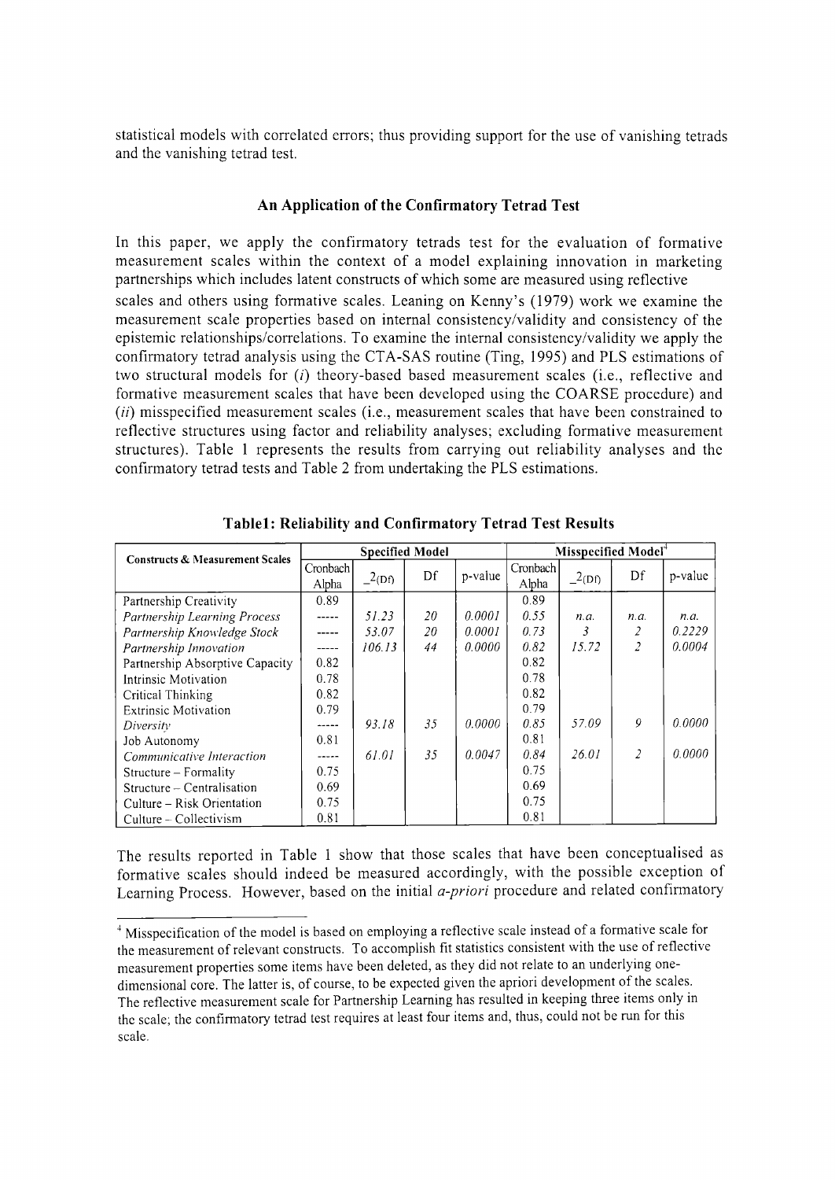statistical models with correlated errors; thus providing support for the use of vanishing tetrads and the vanishing tetrad test.

### An Application of the Confirmatory Tetrad Test

In this paper, we apply the confirmatory tetrads test for the evaluation of formative measurement scales within the context of a model explaining innovation in marketing partnerships which includes latent constructs of which some are measured using reflective scales and others using formative scales. Leaning on Kenny's (1979) work we examine the measurement scale properties based on internal consistency/validity and consistency of the epistemic relationships/correlations. To examine the internal consistency/validity we apply the confirmatory tetrad analysis using the CTA-SAS routine (Ting, 1995) and PLS estimations of two structural models for (*i*) theory-based based measurement scales (i.e., reflective and formative measurement scales that have been developed using the COARSE procedure) and (*ii*) misspecified measurement scales (i.e., measurement scales that have been constrained to reflective structures using factor and reliability analyses; excluding formative measurement structures). Table 1 represents the results from carrying out reliability analyses and the confirmatory tetrad tests and Table 2 from undertaking the PLS estimations.

**Table1: Reliability and Confirmatory Tetrad Test Results**

| Constructs & Measurement Scales | Specified Model | | | | Misspecified Model[4] | | | |
|---|---|---|---|---|---|---|---|---|
| | Cronbach Alpha | $\chi^2_{(Df)}$ | Df | p-value | Cronbach Alpha | $\chi^2_{(Df)}$ | Df | p-value |
| Partnership Creativity | 0.89 | | | | 0.89 | | | |
| *Partnership Learning Process* | ----- | *51.23* | *20* | *0.0001* | *0.55* | *n.a.* | *n.a.* | *n.a.* |
| *Partnership Knowledge Stock* | ----- | *53.07* | *20* | *0.0001* | *0.73* | *3* | *2* | *0.2229* |
| *Partnership Innovation* | ----- | *106.13* | *44* | *0.0000* | *0.82* | *15.72* | *2* | *0.0004* |
| Partnership Absorptive Capacity | 0.82 | | | | 0.82 | | | |
| Intrinsic Motivation | 0.78 | | | | 0.78 | | | |
| Critical Thinking | 0.82 | | | | 0.82 | | | |
| Extrinsic Motivation | 0.79 | | | | 0.79 | | | |
| *Diversity* | ----- | *93.18* | *35* | *0.0000* | *0.85* | *57.09* | *9* | *0.0000* |
| Job Autonomy | 0.81 | | | | 0.81 | | | |
| *Communicative Interaction* | ----- | *61.01* | *35* | *0.0047* | *0.84* | *26.01* | *2* | *0.0000* |
| Structure – Formality | 0.75 | | | | 0.75 | | | |
| Structure – Centralisation | 0.69 | | | | 0.69 | | | |
| Culture – Risk Orientation | 0.75 | | | | 0.75 | | | |
| Culture – Collectivism | 0.81 | | | | 0.81 | | | |

The results reported in Table 1 show that those scales that have been conceptualised as formative scales should indeed be measured accordingly, with the possible exception of Learning Process. However, based on the initial *a-priori* procedure and related confirmatory

[4] Misspecification of the model is based on employing a reflective scale instead of a formative scale for the measurement of relevant constructs. To accomplish fit statistics consistent with the use of reflective measurement properties some items have been deleted, as they did not relate to an underlying one-dimensional core. The latter is, of course, to be expected given the apriori development of the scales. The reflective measurement scale for Partnership Learning has resulted in keeping three items only in the scale; the confirmatory tetrad test requires at least four items and, thus, could not be run for this scale.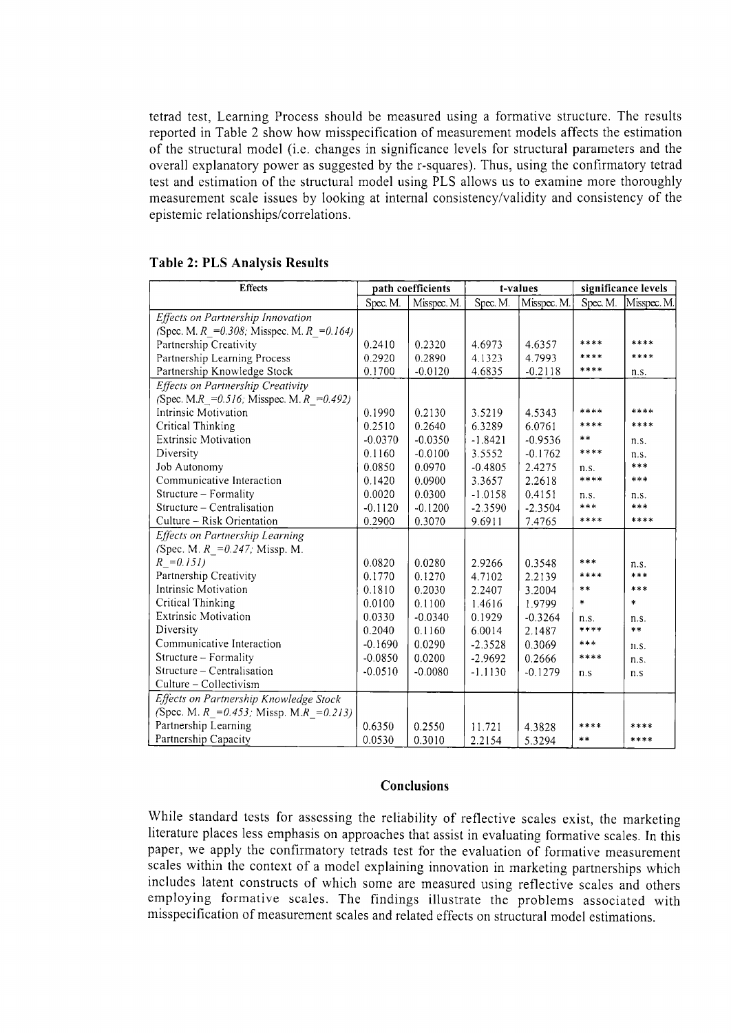tetrad test, Learning Process should be measured using a formative structure. The results reported in Table 2 show how misspecification of measurement models affects the estimation of the structural model (i.e. changes in significance levels for structural parameters and the overall explanatory power as suggested by the r-squares). Thus, using the confirmatory tetrad test and estimation of the structural model using PLS allows us to examine more thoroughly measurement scale issues by looking at internal consistency/validity and consistency of the epistemic relationships/correlations.

**Table 2: PLS Analysis Results**

| Effects | path coefficients | | t-values | | significance levels | |
|---|---|---|---|---|---|---|
| | Spec. M. | Misspec. M. | Spec. M. | Misspec. M. | Spec. M. | Misspec. M. |
| *Effects on Partnership Innovation (Spec. M. R_=0.308; Misspec. M. R_=0.164)* | | | | | | |
| Partnership Creativity | 0.2410 | 0.2320 | 4.6973 | 4.6357 | **** | **** |
| Partnership Learning Process | 0.2920 | 0.2890 | 4.1323 | 4.7993 | **** | **** |
| Partnership Knowledge Stock | 0.1700 | -0.0120 | 4.6835 | -0.2118 | **** | n.s. |
| *Effects on Partnership Creativity (Spec. M.R_=0.516; Misspec. M. R_=0.492)* | | | | | | |
| Intrinsic Motivation | 0.1990 | 0.2130 | 3.5219 | 4.5343 | **** | **** |
| Critical Thinking | 0.2510 | 0.2640 | 6.3289 | 6.0761 | **** | **** |
| Extrinsic Motivation | -0.0370 | -0.0350 | -1.8421 | -0.9536 | ** | n.s. |
| Diversity | 0.1160 | -0.0100 | 3.5552 | -0.1762 | **** | n.s. |
| Job Autonomy | 0.0850 | 0.0970 | -0.4805 | 2.4275 | n.s. | *** |
| Communicative Interaction | 0.1420 | 0.0900 | 3.3657 | 2.2618 | **** | *** |
| Structure – Formality | 0.0020 | 0.0300 | -1.0158 | 0.4151 | n.s. | n.s. |
| Structure – Centralisation | -0.1120 | -0.1200 | -2.3590 | -2.3504 | *** | *** |
| Culture – Risk Orientation | 0.2900 | 0.3070 | 9.6911 | 7.4765 | **** | **** |
| *Effects on Partnership Learning (Spec. M. R_=0.247; Missp. M. R_=0.151)* | 0.0820 | 0.0280 | 2.9266 | 0.3548 | *** | n.s. |
| Partnership Creativity | 0.1770 | 0.1270 | 4.7102 | 2.2139 | **** | *** |
| Intrinsic Motivation | 0.1810 | 0.2030 | 2.2407 | 3.2004 | ** | *** |
| Critical Thinking | 0.0100 | 0.1100 | 1.4616 | 1.9799 | * | * |
| Extrinsic Motivation | 0.0330 | -0.0340 | 0.1929 | -0.3264 | n.s. | n.s. |
| Diversity | 0.2040 | 0.1160 | 6.0014 | 2.1487 | **** | ** |
| Communicative Interaction | -0.1690 | 0.0290 | -2.3528 | 0.3069 | *** | n.s. |
| Structure – Formality | -0.0850 | 0.0200 | -2.9692 | 0.2666 | **** | n.s. |
| Structure – Centralisation | -0.0510 | -0.0080 | -1.1130 | -0.1279 | n.s | n.s |
| Culture – Collectivism | | | | | | |
| *Effects on Partnership Knowledge Stock (Spec. M. R_=0.453; Missp. M.R_=0.213)* | | | | | | |
| Partnership Learning | 0.6350 | 0.2550 | 11.721 | 4.3828 | **** | **** |
| Partnership Capacity | 0.0530 | 0.3010 | 2.2154 | 5.3294 | ** | **** |

## Conclusions

While standard tests for assessing the reliability of reflective scales exist, the marketing literature places less emphasis on approaches that assist in evaluating formative scales. In this paper, we apply the confirmatory tetrads test for the evaluation of formative measurement scales within the context of a model explaining innovation in marketing partnerships which includes latent constructs of which some are measured using reflective scales and others employing formative scales. The findings illustrate the problems associated with misspecification of measurement scales and related effects on structural model estimations.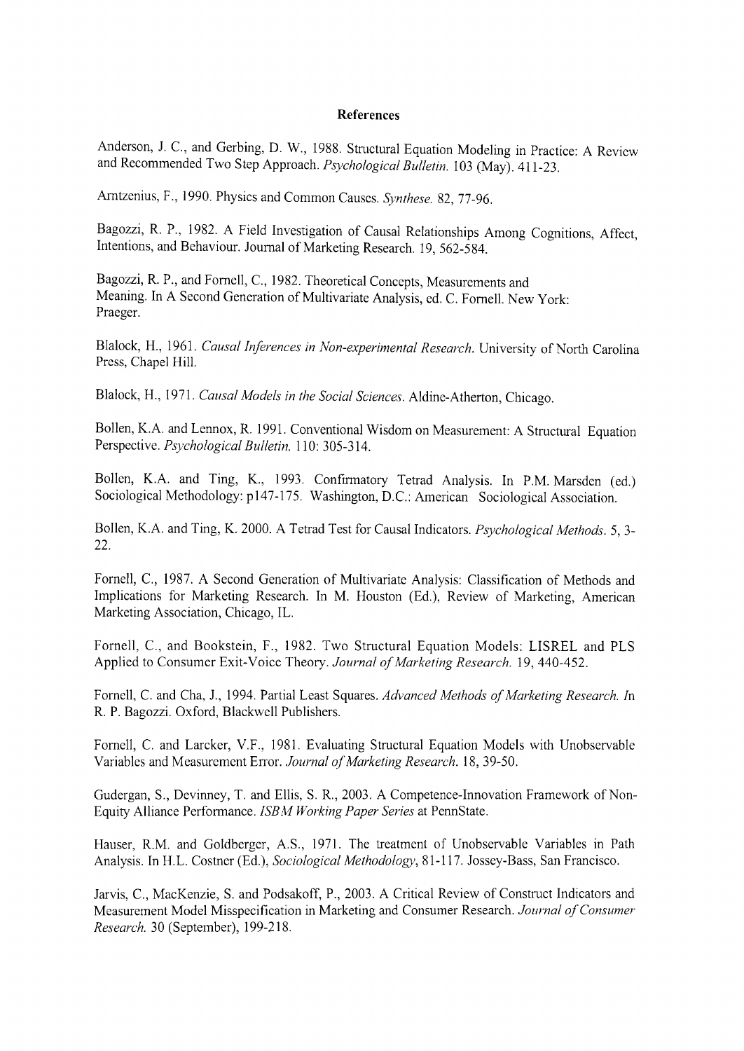## References

Anderson, J. C., and Gerbing, D. W., 1988. Structural Equation Modeling in Practice: A Review and Recommended Two Step Approach. *Psychological Bulletin.* 103 (May). 411-23.

Arntzenius, F., 1990. Physics and Common Causes. *Synthese.* 82, 77-96.

Bagozzi, R. P., 1982. A Field Investigation of Causal Relationships Among Cognitions, Affect, Intentions, and Behaviour. Journal of Marketing Research. 19, 562-584.

Bagozzi, R. P., and Fornell, C., 1982. Theoretical Concepts, Measurements and Meaning. In A Second Generation of Multivariate Analysis, ed. C. Fornell. New York: Praeger.

Blalock, H., 1961. *Causal Inferences in Non-experimental Research.* University of North Carolina Press, Chapel Hill.

Blalock, H., 1971. *Causal Models in the Social Sciences.* Aldine-Atherton, Chicago.

Bollen, K.A. and Lennox, R. 1991. Conventional Wisdom on Measurement: A Structural Equation Perspective. *Psychological Bulletin.* 110: 305-314.

Bollen, K.A. and Ting, K., 1993. Confirmatory Tetrad Analysis. In P.M. Marsden (ed.) Sociological Methodology: p147-175. Washington, D.C.: American Sociological Association.

Bollen, K.A. and Ting, K. 2000. A Tetrad Test for Causal Indicators. *Psychological Methods.* 5, 3-22.

Fornell, C., 1987. A Second Generation of Multivariate Analysis: Classification of Methods and Implications for Marketing Research. In M. Houston (Ed.), Review of Marketing, American Marketing Association, Chicago, IL.

Fornell, C., and Bookstein, F., 1982. Two Structural Equation Models: LISREL and PLS Applied to Consumer Exit-Voice Theory. *Journal of Marketing Research.* 19, 440-452.

Fornell, C. and Cha, J., 1994. Partial Least Squares. *Advanced Methods of Marketing Research. In* R. P. Bagozzi. Oxford, Blackwell Publishers.

Fornell, C. and Larcker, V.F., 1981. Evaluating Structural Equation Models with Unobservable Variables and Measurement Error. *Journal of Marketing Research.* 18, 39-50.

Gudergan, S., Devinney, T. and Ellis, S. R., 2003. A Competence-Innovation Framework of Non-Equity Alliance Performance. *ISBM Working Paper Series* at PennState.

Hauser, R.M. and Goldberger, A.S., 1971. The treatment of Unobservable Variables in Path Analysis. In H.L. Costner (Ed.), *Sociological Methodology*, 81-117. Jossey-Bass, San Francisco.

Jarvis, C., MacKenzie, S. and Podsakoff, P., 2003. A Critical Review of Construct Indicators and Measurement Model Misspecification in Marketing and Consumer Research. *Journal of Consumer Research.* 30 (September), 199-218.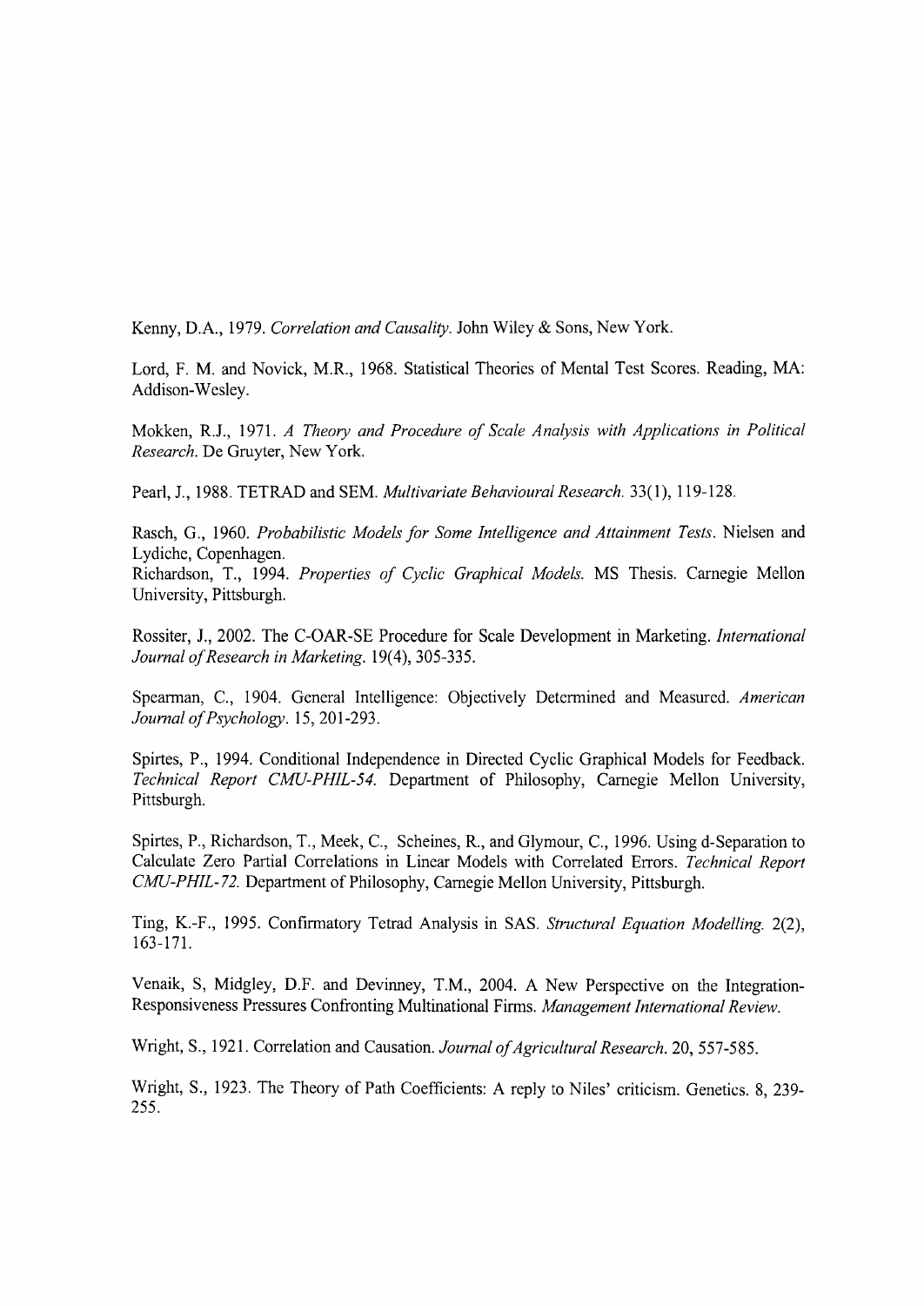Kenny, D.A., 1979. *Correlation and Causality.* John Wiley & Sons, New York.

Lord, F. M. and Novick, M.R., 1968. Statistical Theories of Mental Test Scores. Reading, MA: Addison-Wesley.

Mokken, R.J., 1971. *A Theory and Procedure of Scale Analysis with Applications in Political Research.* De Gruyter, New York.

Pearl, J., 1988. TETRAD and SEM. *Multivariate Behavioural Research.* 33(1), 119-128.

Rasch, G., 1960. *Probabilistic Models for Some Intelligence and Attainment Tests.* Nielsen and Lydiche, Copenhagen.
Richardson, T., 1994. *Properties of Cyclic Graphical Models.* MS Thesis. Carnegie Mellon University, Pittsburgh.

Rossiter, J., 2002. The C-OAR-SE Procedure for Scale Development in Marketing. *International Journal of Research in Marketing.* 19(4), 305-335.

Spearman, C., 1904. General Intelligence: Objectively Determined and Measured. *American Journal of Psychology.* 15, 201-293.

Spirtes, P., 1994. Conditional Independence in Directed Cyclic Graphical Models for Feedback. *Technical Report CMU-PHIL-54.* Department of Philosophy, Carnegie Mellon University, Pittsburgh.

Spirtes, P., Richardson, T., Meek, C., Scheines, R., and Glymour, C., 1996. Using d-Separation to Calculate Zero Partial Correlations in Linear Models with Correlated Errors. *Technical Report CMU-PHIL-72.* Department of Philosophy, Carnegie Mellon University, Pittsburgh.

Ting, K.-F., 1995. Confirmatory Tetrad Analysis in SAS. *Structural Equation Modelling.* 2(2), 163-171.

Venaik, S, Midgley, D.F. and Devinney, T.M., 2004. A New Perspective on the Integration-Responsiveness Pressures Confronting Multinational Firms. *Management International Review.*

Wright, S., 1921. Correlation and Causation. *Journal of Agricultural Research.* 20, 557-585.

Wright, S., 1923. The Theory of Path Coefficients: A reply to Niles' criticism. Genetics. 8, 239-255.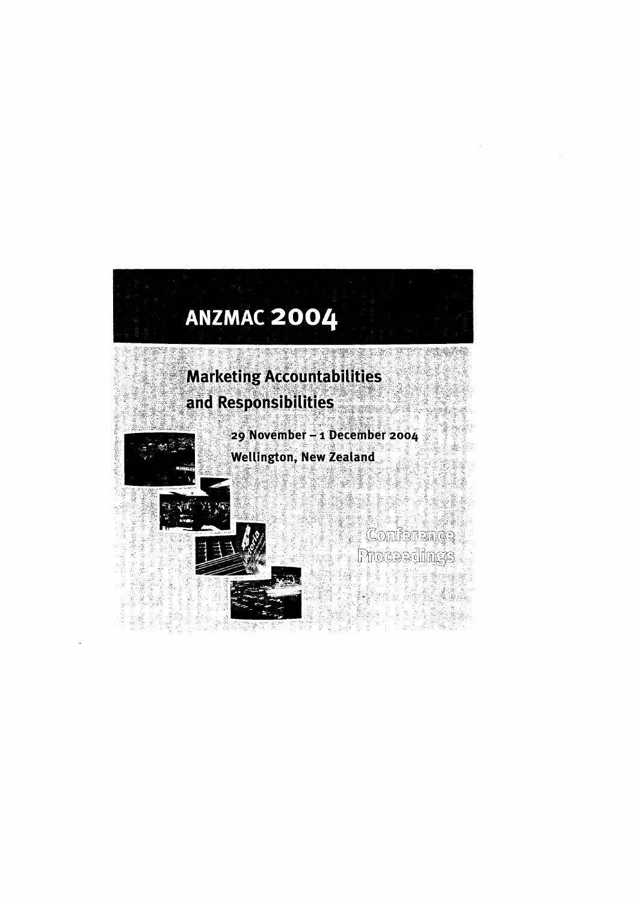# ANZMAC 2004

## Marketing Accountabilities and Responsibilities

29 November – 1 December 2004

Wellington, New Zealand

Conference Proceedings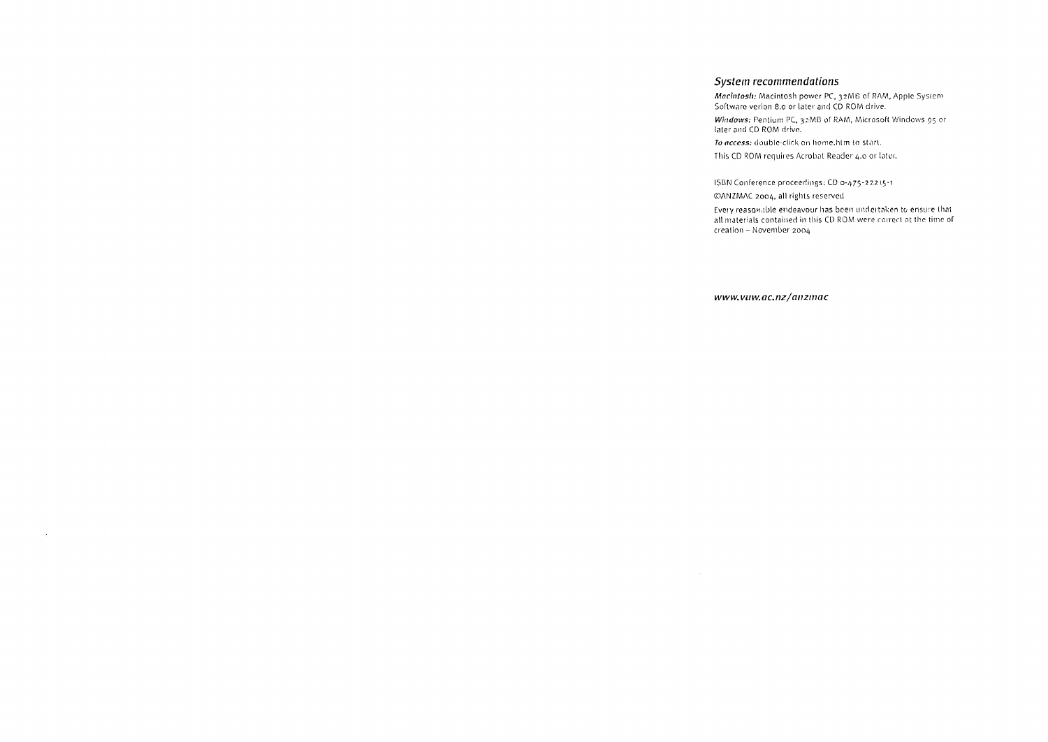## *System recommendations*

***Macintosh:*** Macintosh power PC, 32MB of RAM, Apple System Software verion 8.0 or later and CD ROM drive.

***Windows:*** Pentium PC, 32MB of RAM, Microsoft Windows 95 or later and CD ROM drive.

***To access:*** double-click on home.htm to start.

This CD ROM requires Acrobat Reader 4.0 or later.

ISBN Conference proceedings: CD 0-475-12215-1

©ANZMAC 2004, all rights reserved

Every reasonable endeavour has been undertaken to ensure that all materials contained in this CD ROM were correct at the time of creation – November 2004

*www.vuw.ac.nz/anzmac*